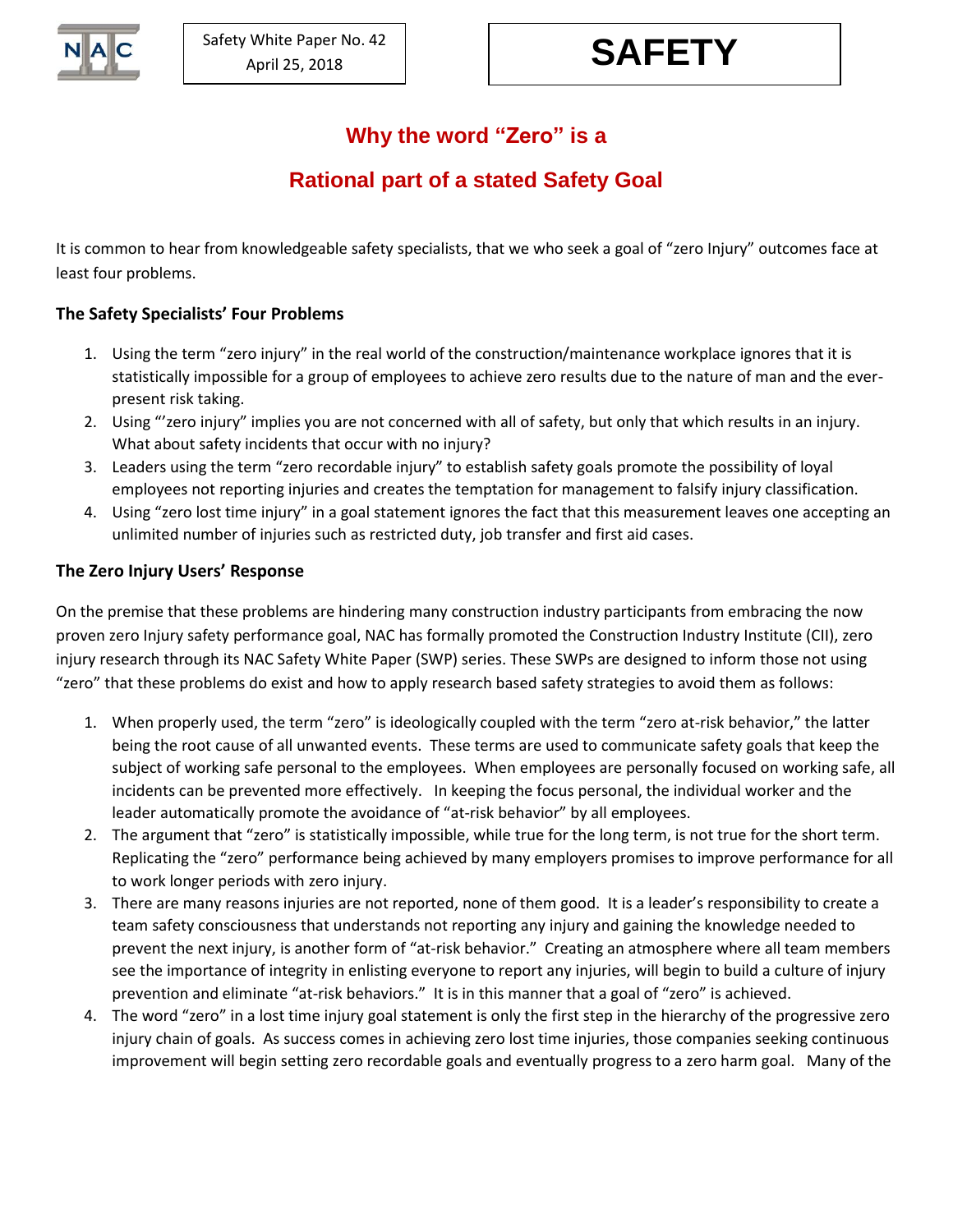NAC

Safety White Paper No. 42
April 25, 2018

**SAFETY**

# Why the word "Zero" is a Rational part of a stated Safety Goal

It is common to hear from knowledgeable safety specialists, that we who seek a goal of "zero Injury" outcomes face at least four problems.

### The Safety Specialists' Four Problems

1. Using the term "zero injury" in the real world of the construction/maintenance workplace ignores that it is statistically impossible for a group of employees to achieve zero results due to the nature of man and the ever-present risk taking.
2. Using "'zero injury" implies you are not concerned with all of safety, but only that which results in an injury. What about safety incidents that occur with no injury?
3. Leaders using the term "zero recordable injury" to establish safety goals promote the possibility of loyal employees not reporting injuries and creates the temptation for management to falsify injury classification.
4. Using "zero lost time injury" in a goal statement ignores the fact that this measurement leaves one accepting an unlimited number of injuries such as restricted duty, job transfer and first aid cases.

### The Zero Injury Users' Response

On the premise that these problems are hindering many construction industry participants from embracing the now proven zero Injury safety performance goal, NAC has formally promoted the Construction Industry Institute (CII), zero injury research through its NAC Safety White Paper (SWP) series. These SWPs are designed to inform those not using "zero" that these problems do exist and how to apply research based safety strategies to avoid them as follows:

1. When properly used, the term "zero" is ideologically coupled with the term "zero at-risk behavior," the latter being the root cause of all unwanted events. These terms are used to communicate safety goals that keep the subject of working safe personal to the employees. When employees are personally focused on working safe, all incidents can be prevented more effectively. In keeping the focus personal, the individual worker and the leader automatically promote the avoidance of "at-risk behavior" by all employees.
2. The argument that "zero" is statistically impossible, while true for the long term, is not true for the short term. Replicating the "zero" performance being achieved by many employers promises to improve performance for all to work longer periods with zero injury.
3. There are many reasons injuries are not reported, none of them good. It is a leader's responsibility to create a team safety consciousness that understands not reporting any injury and gaining the knowledge needed to prevent the next injury, is another form of "at-risk behavior." Creating an atmosphere where all team members see the importance of integrity in enlisting everyone to report any injuries, will begin to build a culture of injury prevention and eliminate "at-risk behaviors." It is in this manner that a goal of "zero" is achieved.
4. The word "zero" in a lost time injury goal statement is only the first step in the hierarchy of the progressive zero injury chain of goals. As success comes in achieving zero lost time injuries, those companies seeking continuous improvement will begin setting zero recordable goals and eventually progress to a zero harm goal. Many of the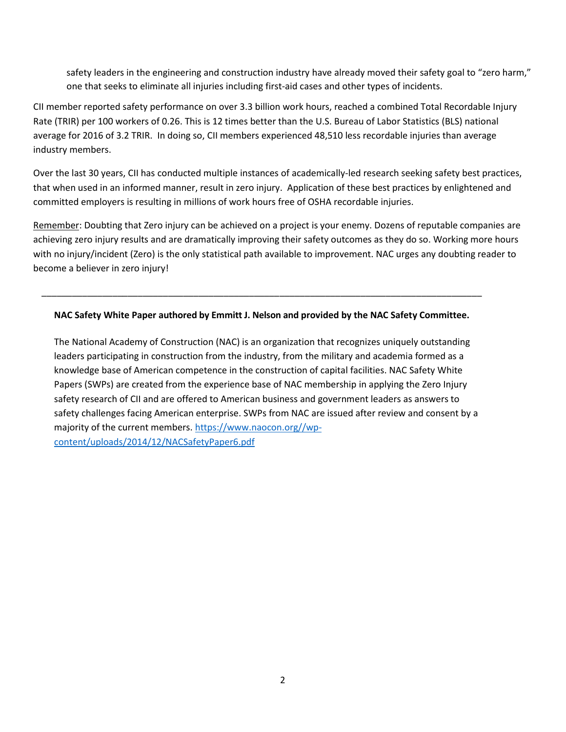safety leaders in the engineering and construction industry have already moved their safety goal to "zero harm," one that seeks to eliminate all injuries including first-aid cases and other types of incidents.

CII member reported safety performance on over 3.3 billion work hours, reached a combined Total Recordable Injury Rate (TRIR) per 100 workers of 0.26. This is 12 times better than the U.S. Bureau of Labor Statistics (BLS) national average for 2016 of 3.2 TRIR. In doing so, CII members experienced 48,510 less recordable injuries than average industry members.

Over the last 30 years, CII has conducted multiple instances of academically-led research seeking safety best practices, that when used in an informed manner, result in zero injury. Application of these best practices by enlightened and committed employers is resulting in millions of work hours free of OSHA recordable injuries.

Remember: Doubting that Zero injury can be achieved on a project is your enemy. Dozens of reputable companies are achieving zero injury results and are dramatically improving their safety outcomes as they do so. Working more hours with no injury/incident (Zero) is the only statistical path available to improvement. NAC urges any doubting reader to become a believer in zero injury!

---

**NAC Safety White Paper authored by Emmitt J. Nelson and provided by the NAC Safety Committee.**

The National Academy of Construction (NAC) is an organization that recognizes uniquely outstanding leaders participating in construction from the industry, from the military and academia formed as a knowledge base of American competence in the construction of capital facilities. NAC Safety White Papers (SWPs) are created from the experience base of NAC membership in applying the Zero Injury safety research of CII and are offered to American business and government leaders as answers to safety challenges facing American enterprise. SWPs from NAC are issued after review and consent by a majority of the current members. [https://www.naocon.org//wp-content/uploads/2014/12/NACSafetyPaper6.pdf](https://www.naocon.org//wp-content/uploads/2014/12/NACSafetyPaper6.pdf)